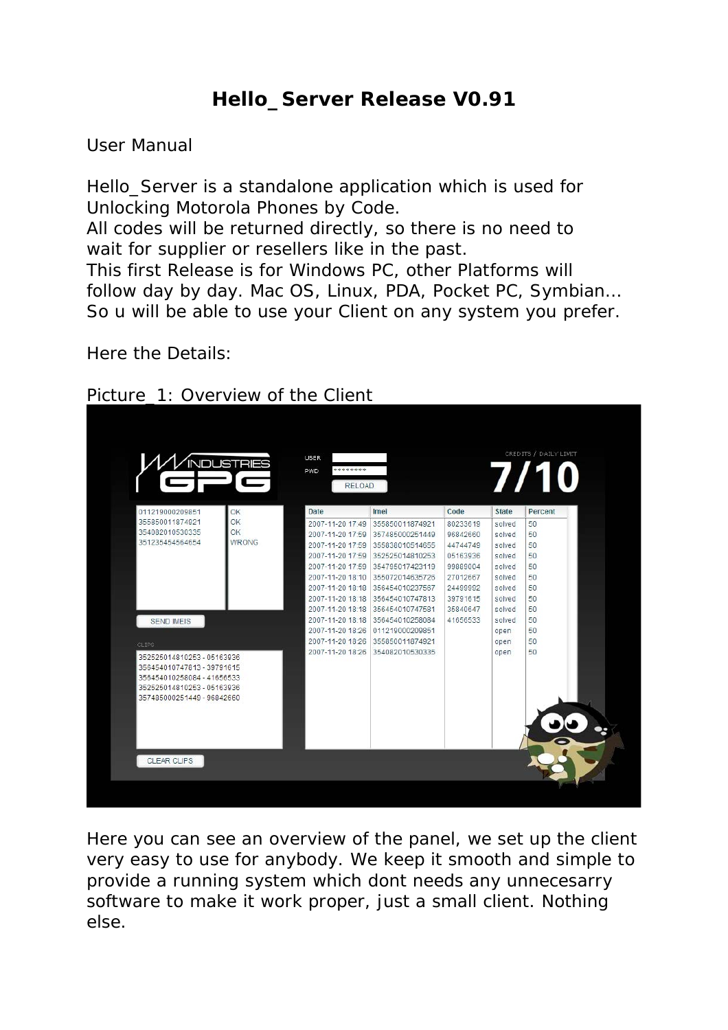# Hello_Server Release V0.91

User Manual

Hello_Server is a standalone application which is used for Unlocking Motorola Phones by Code.
All codes will be returned directly, so there is no need to wait for supplier or resellers like in the past.
This first Release is for Windows PC, other Platforms will follow day by day. Mac OS, Linux, PDA, Pocket PC, Symbian... So u will be able to use your Client on any system you prefer.

Here the Details:

Picture_1: Overview of the Client

Here you can see an overview of the panel, we set up the client very easy to use for anybody. We keep it smooth and simple to provide a running system which dont needs any unnecesarry software to make it work proper, just a small client. Nothing else.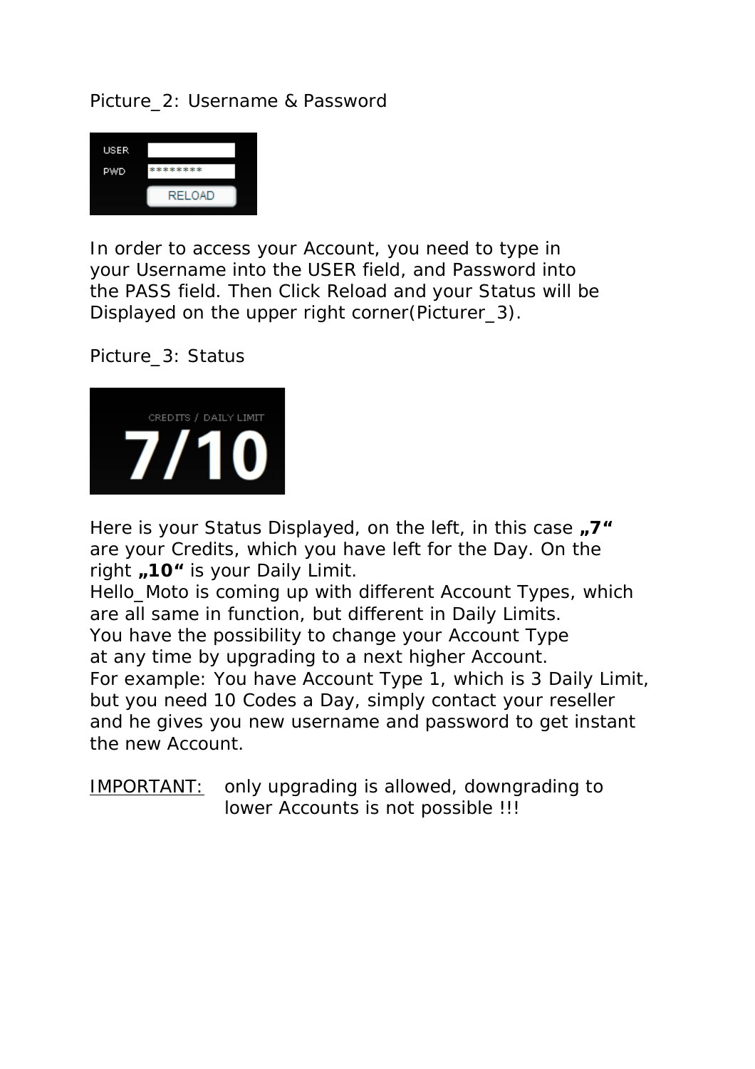Picture_2: Username & Password

In order to access your Account, you need to type in your Username into the USER field, and Password into the PASS field. Then Click Reload and your Status will be Displayed on the upper right corner(Picturer_3).

Picture_3: Status

Here is your Status Displayed, on the left, in this case **„7“** are your Credits, which you have left for the Day. On the right **„10“** is your Daily Limit.
Hello_Moto is coming up with different Account Types, which are all same in function, but different in Daily Limits.
You have the possibility to change your Account Type at any time by upgrading to a next higher Account.
For example: You have Account Type 1, which is 3 Daily Limit, but you need 10 Codes a Day, simply contact your reseller and he gives you new username and password to get instant the new Account.

<u>IMPORTANT:</u> only upgrading is allowed, downgrading to lower Accounts is not possible !!!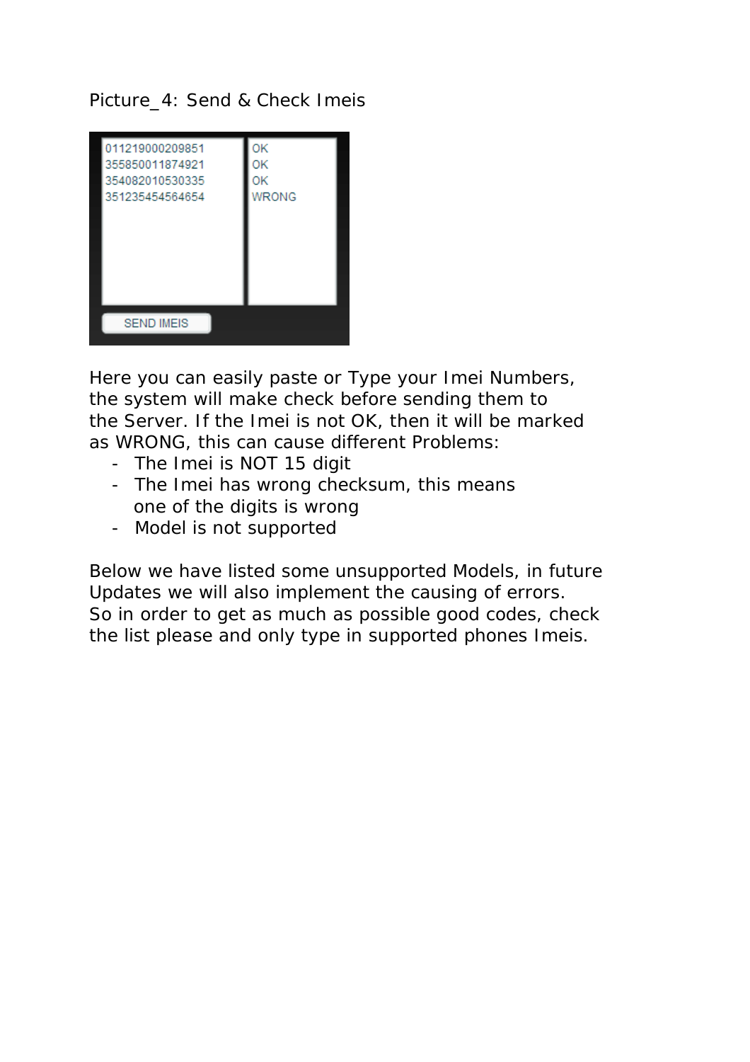Picture_4: Send & Check Imeis

| IMEI | Status |
| --- | --- |
| 011219000209851 | OK |
| 355850011874921 | OK |
| 354082010530335 | OK |
| 351235454564654 | WRONG |

SEND IMEIS

Here you can easily paste or Type your Imei Numbers, the system will make check before sending them to the Server. If the Imei is not OK, then it will be marked as WRONG, this can cause different Problems:

- The Imei is NOT 15 digit
- The Imei has wrong checksum, this means one of the digits is wrong
- Model is not supported

Below we have listed some unsupported Models, in future Updates we will also implement the causing of errors. So in order to get as much as possible good codes, check the list please and only type in supported phones Imeis.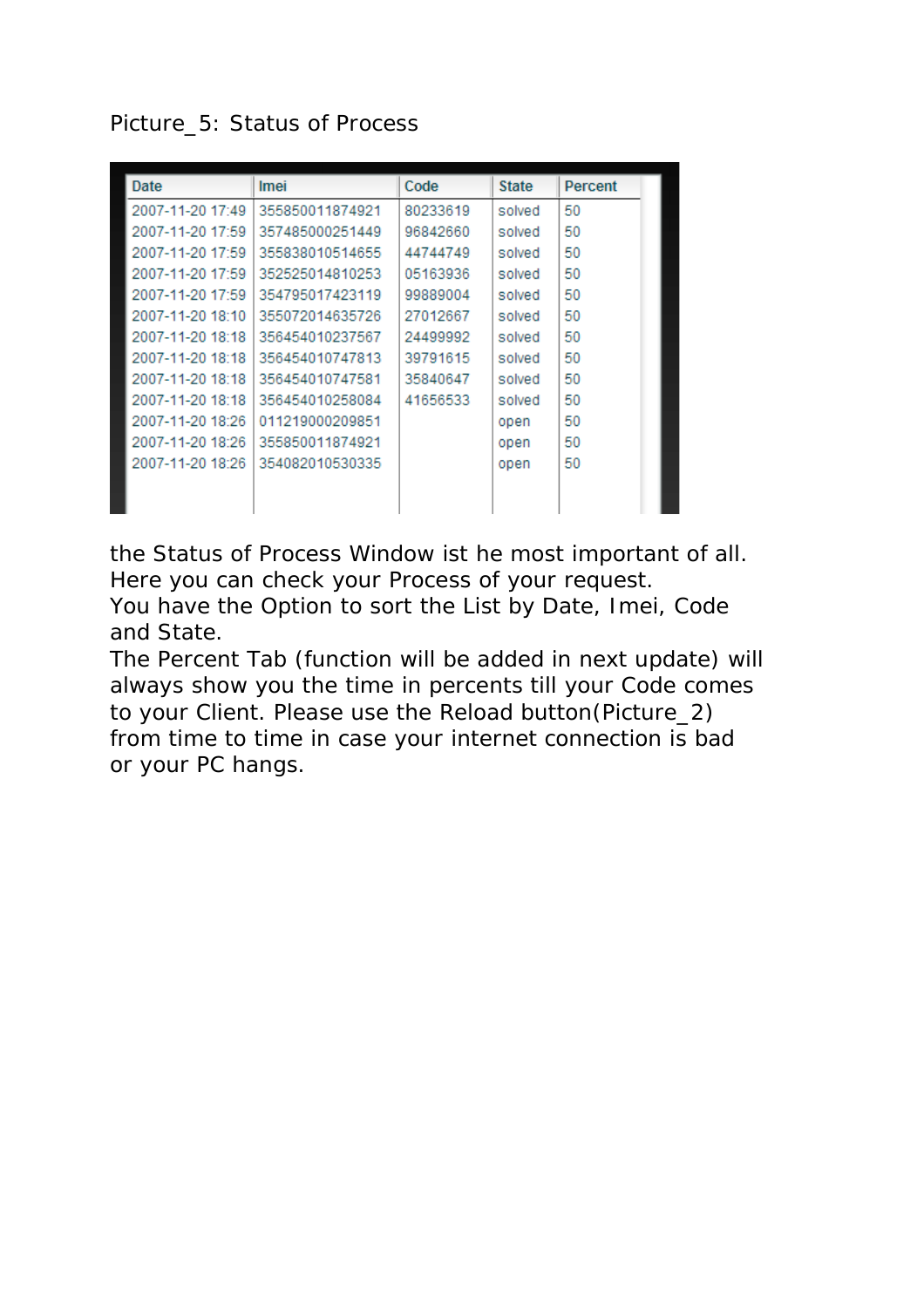Picture_5: Status of Process

| Date | Imei | Code | State | Percent |
|---|---|---|---|---|
| 2007-11-20 17:49 | 355850011874921 | 80233619 | solved | 50 |
| 2007-11-20 17:59 | 357485000251449 | 96842660 | solved | 50 |
| 2007-11-20 17:59 | 355838010514655 | 44744749 | solved | 50 |
| 2007-11-20 17:59 | 352525014810253 | 05163936 | solved | 50 |
| 2007-11-20 17:59 | 354795017423119 | 99889004 | solved | 50 |
| 2007-11-20 18:10 | 355072014635726 | 27012667 | solved | 50 |
| 2007-11-20 18:18 | 356454010237567 | 24499992 | solved | 50 |
| 2007-11-20 18:18 | 356454010747813 | 39791615 | solved | 50 |
| 2007-11-20 18:18 | 356454010747581 | 35840647 | solved | 50 |
| 2007-11-20 18:18 | 356454010258084 | 41656533 | solved | 50 |
| 2007-11-20 18:26 | 011219000209851 | | open | 50 |
| 2007-11-20 18:26 | 355850011874921 | | open | 50 |
| 2007-11-20 18:26 | 354082010530335 | | open | 50 |

the Status of Process Window ist he most important of all. Here you can check your Process of your request.
You have the Option to sort the List by Date, Imei, Code and State.
The Percent Tab (function will be added in next update) will always show you the time in percents till your Code comes to your Client. Please use the Reload button(Picture_2) from time to time in case your internet connection is bad or your PC hangs.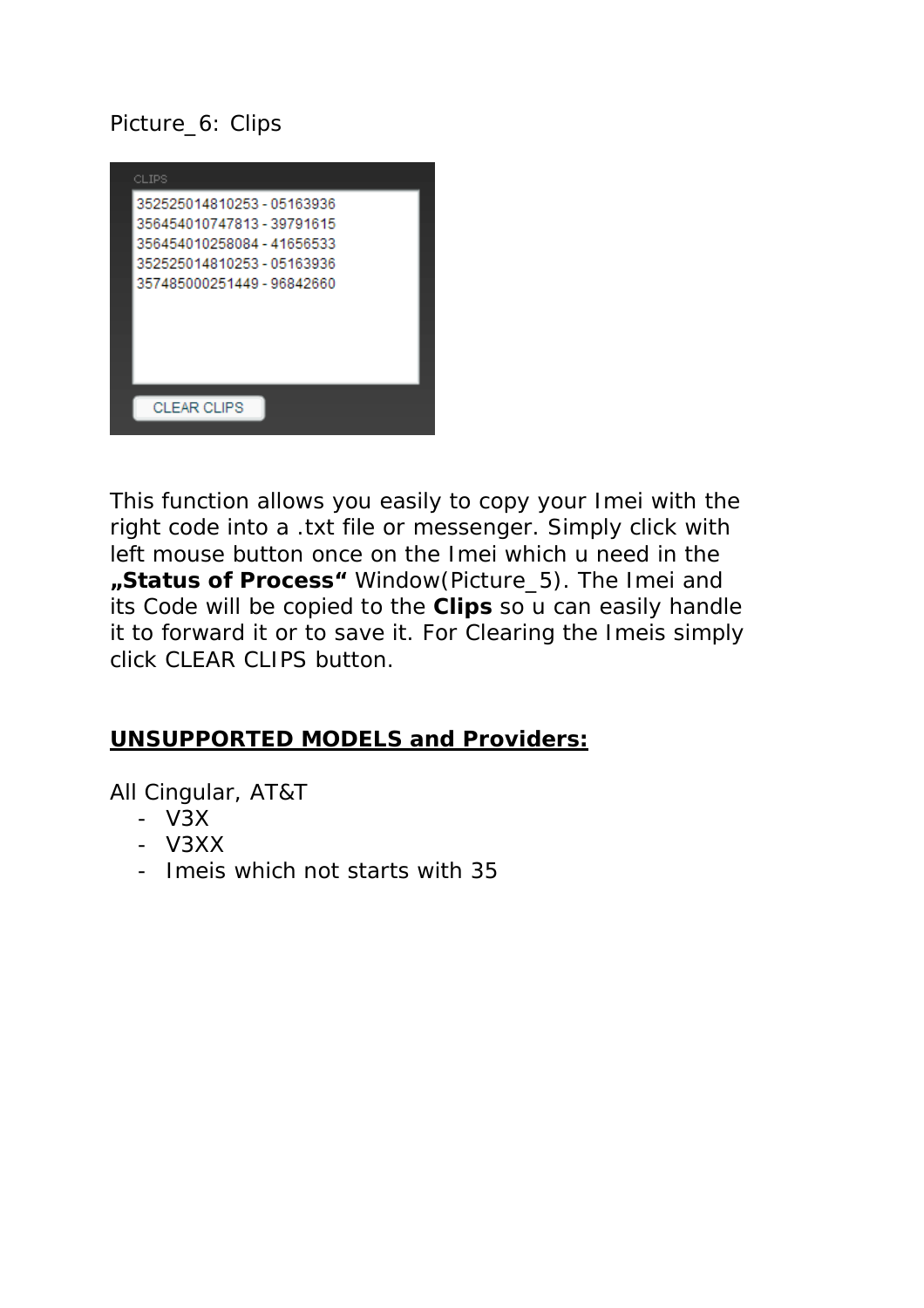Picture_6: Clips

CLIPS

352525014810253 - 05163936
356454010747813 - 39791615
356454010258084 - 41656533
352525014810253 - 05163936
357485000251449 - 96842660

CLEAR CLIPS

This function allows you easily to copy your Imei with the right code into a .txt file or messenger. Simply click with left mouse button once on the Imei which u need in the **„Status of Process"** Window(Picture_5). The Imei and its Code will be copied to the **Clips** so u can easily handle it to forward it or to save it. For Clearing the Imeis simply click CLEAR CLIPS button.

**UNSUPPORTED MODELS and Providers:**

All Cingular, AT&T

- V3X
- V3XX
- Imeis which not starts with 35